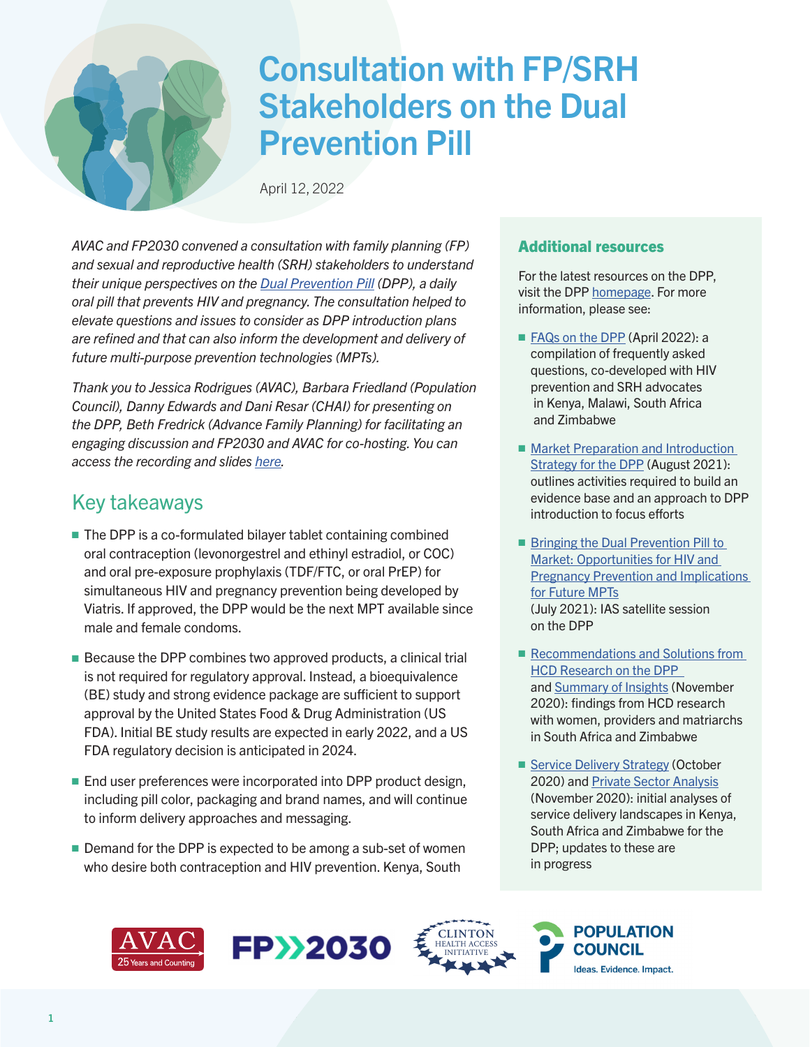# Consultation with FP/SRH Stakeholders on the Dual Prevention Pill

April 12, 2022

*AVAC and FP2030 convened a consultation with family planning (FP) and sexual and reproductive health (SRH) stakeholders to understand their unique perspectives on the [Dual Prevention Pill]() (DPP), a daily oral pill that prevents HIV and pregnancy. The consultation helped to elevate questions and issues to consider as DPP introduction plans are refined and that can also inform the development and delivery of future multi-purpose prevention technologies (MPTs).*

*Thank you to Jessica Rodrigues (AVAC), Barbara Friedland (Population Council), Danny Edwards and Dani Resar (CHAI) for presenting on the DPP, Beth Fredrick (Advance Family Planning) for facilitating an engaging discussion and FP2030 and AVAC for co-hosting. You can access the recording and slides [here]().*

## Key takeaways

- The DPP is a co-formulated bilayer tablet containing combined oral contraception (levonorgestrel and ethinyl estradiol, or COC) and oral pre-exposure prophylaxis (TDF/FTC, or oral PrEP) for simultaneous HIV and pregnancy prevention being developed by Viatris. If approved, the DPP would be the next MPT available since male and female condoms.
- Because the DPP combines two approved products, a clinical trial is not required for regulatory approval. Instead, a bioequivalence (BE) study and strong evidence package are sufficient to support approval by the United States Food & Drug Administration (US FDA). Initial BE study results are expected in early 2022, and a US FDA regulatory decision is anticipated in 2024.
- End user preferences were incorporated into DPP product design, including pill color, packaging and brand names, and will continue to inform delivery approaches and messaging.
- Demand for the DPP is expected to be among a sub-set of women who desire both contraception and HIV prevention. Kenya, South

### Additional resources

For the latest resources on the DPP, visit the DPP [homepage](). For more information, please see:

- [FAQs on the DPP]() (April 2022): a compilation of frequently asked questions, co-developed with HIV prevention and SRH advocates in Kenya, Malawi, South Africa and Zimbabwe
- [Market Preparation and Introduction Strategy for the DPP]() (August 2021): outlines activities required to build an evidence base and an approach to DPP introduction to focus efforts
- [Bringing the Dual Prevention Pill to Market: Opportunities for HIV and Pregnancy Prevention and Implications for Future MPTs]() (July 2021): IAS satellite session on the DPP
- [Recommendations and Solutions from HCD Research on the DPP]() and [Summary of Insights]() (November 2020): findings from HCD research with women, providers and matriarchs in South Africa and Zimbabwe
- [Service Delivery Strategy]() (October 2020) and [Private Sector Analysis]() (November 2020): initial analyses of service delivery landscapes in Kenya, South Africa and Zimbabwe for the DPP; updates to these are in progress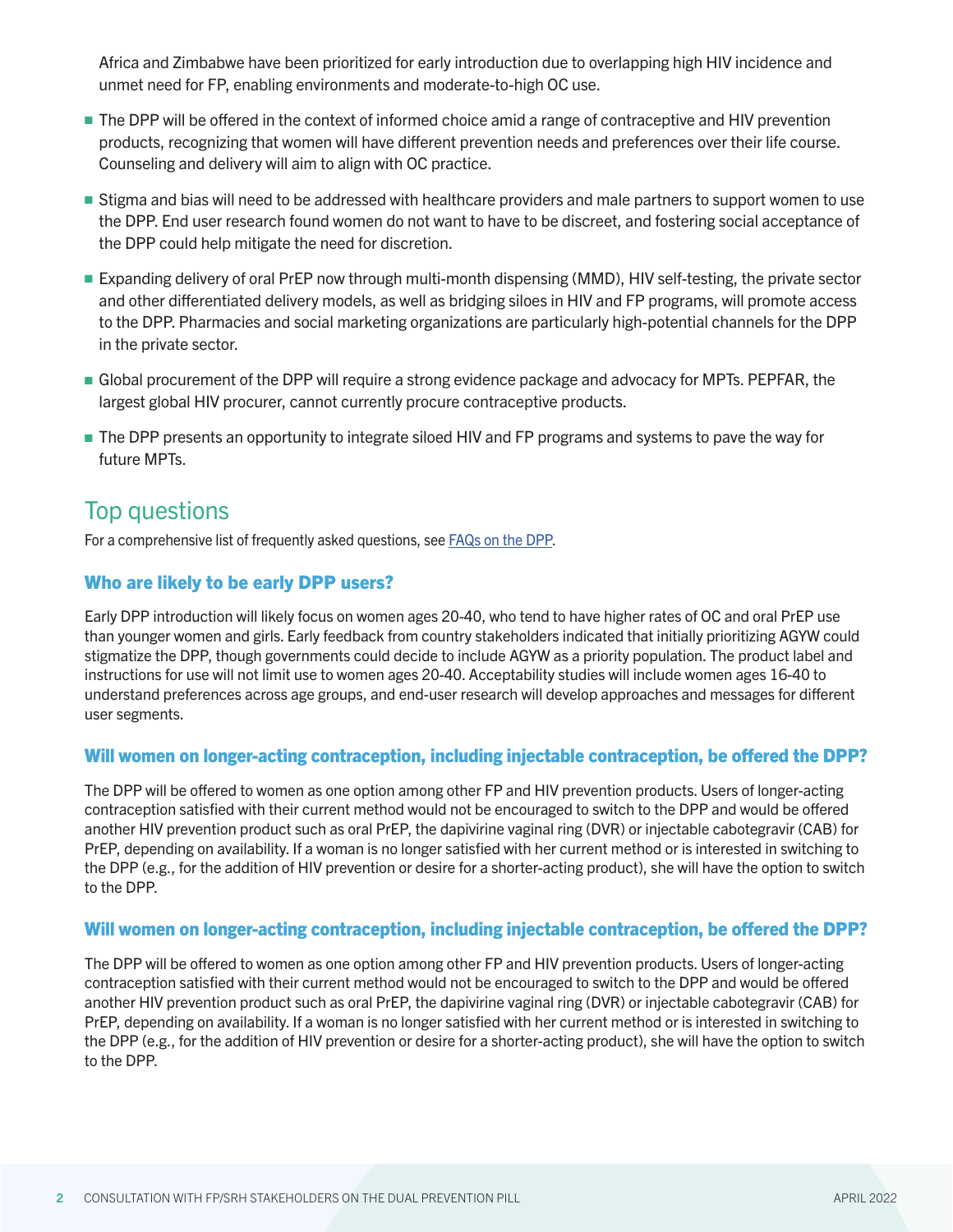Africa and Zimbabwe have been prioritized for early introduction due to overlapping high HIV incidence and unmet need for FP, enabling environments and moderate-to-high OC use.

- The DPP will be offered in the context of informed choice amid a range of contraceptive and HIV prevention products, recognizing that women will have different prevention needs and preferences over their life course. Counseling and delivery will aim to align with OC practice.
- Stigma and bias will need to be addressed with healthcare providers and male partners to support women to use the DPP. End user research found women do not want to have to be discreet, and fostering social acceptance of the DPP could help mitigate the need for discretion.
- Expanding delivery of oral PrEP now through multi-month dispensing (MMD), HIV self-testing, the private sector and other differentiated delivery models, as well as bridging siloes in HIV and FP programs, will promote access to the DPP. Pharmacies and social marketing organizations are particularly high-potential channels for the DPP in the private sector.
- Global procurement of the DPP will require a strong evidence package and advocacy for MPTs. PEPFAR, the largest global HIV procurer, cannot currently procure contraceptive products.
- The DPP presents an opportunity to integrate siloed HIV and FP programs and systems to pave the way for future MPTs.

## Top questions

For a comprehensive list of frequently asked questions, see [FAQs on the DPP](FAQs on the DPP).

### Who are likely to be early DPP users?

Early DPP introduction will likely focus on women ages 20-40, who tend to have higher rates of OC and oral PrEP use than younger women and girls. Early feedback from country stakeholders indicated that initially prioritizing AGYW could stigmatize the DPP, though governments could decide to include AGYW as a priority population. The product label and instructions for use will not limit use to women ages 20-40. Acceptability studies will include women ages 16-40 to understand preferences across age groups, and end-user research will develop approaches and messages for different user segments.

### Will women on longer-acting contraception, including injectable contraception, be offered the DPP?

The DPP will be offered to women as one option among other FP and HIV prevention products. Users of longer-acting contraception satisfied with their current method would not be encouraged to switch to the DPP and would be offered another HIV prevention product such as oral PrEP, the dapivirine vaginal ring (DVR) or injectable cabotegravir (CAB) for PrEP, depending on availability. If a woman is no longer satisfied with her current method or is interested in switching to the DPP (e.g., for the addition of HIV prevention or desire for a shorter-acting product), she will have the option to switch to the DPP.

### Will women on longer-acting contraception, including injectable contraception, be offered the DPP?

The DPP will be offered to women as one option among other FP and HIV prevention products. Users of longer-acting contraception satisfied with their current method would not be encouraged to switch to the DPP and would be offered another HIV prevention product such as oral PrEP, the dapivirine vaginal ring (DVR) or injectable cabotegravir (CAB) for PrEP, depending on availability. If a woman is no longer satisfied with her current method or is interested in switching to the DPP (e.g., for the addition of HIV prevention or desire for a shorter-acting product), she will have the option to switch to the DPP.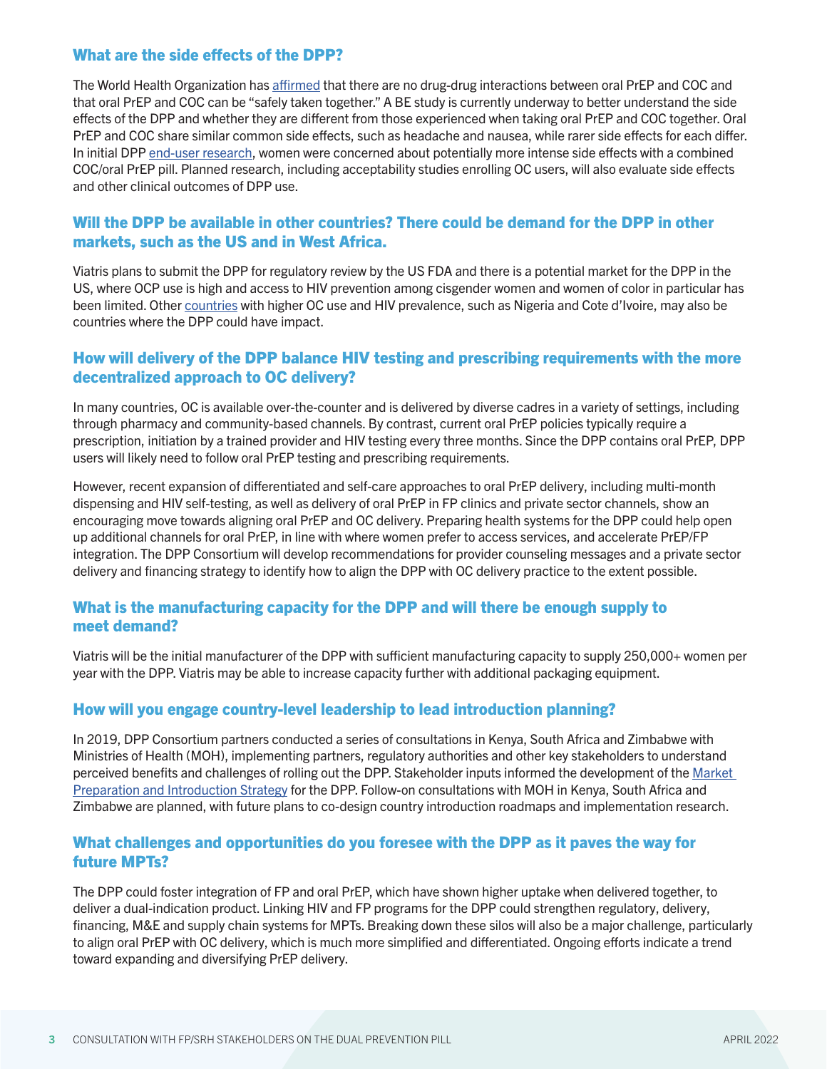## What are the side effects of the DPP?

The World Health Organization has affirmed that there are no drug-drug interactions between oral PrEP and COC and that oral PrEP and COC can be "safely taken together." A BE study is currently underway to better understand the side effects of the DPP and whether they are different from those experienced when taking oral PrEP and COC together. Oral PrEP and COC share similar common side effects, such as headache and nausea, while rarer side effects for each differ. In initial DPP end-user research, women were concerned about potentially more intense side effects with a combined COC/oral PrEP pill. Planned research, including acceptability studies enrolling OC users, will also evaluate side effects and other clinical outcomes of DPP use.

## Will the DPP be available in other countries? There could be demand for the DPP in other markets, such as the US and in West Africa.

Viatris plans to submit the DPP for regulatory review by the US FDA and there is a potential market for the DPP in the US, where OCP use is high and access to HIV prevention among cisgender women and women of color in particular has been limited. Other countries with higher OC use and HIV prevalence, such as Nigeria and Cote d'Ivoire, may also be countries where the DPP could have impact.

## How will delivery of the DPP balance HIV testing and prescribing requirements with the more decentralized approach to OC delivery?

In many countries, OC is available over-the-counter and is delivered by diverse cadres in a variety of settings, including through pharmacy and community-based channels. By contrast, current oral PrEP policies typically require a prescription, initiation by a trained provider and HIV testing every three months. Since the DPP contains oral PrEP, DPP users will likely need to follow oral PrEP testing and prescribing requirements.

However, recent expansion of differentiated and self-care approaches to oral PrEP delivery, including multi-month dispensing and HIV self-testing, as well as delivery of oral PrEP in FP clinics and private sector channels, show an encouraging move towards aligning oral PrEP and OC delivery. Preparing health systems for the DPP could help open up additional channels for oral PrEP, in line with where women prefer to access services, and accelerate PrEP/FP integration. The DPP Consortium will develop recommendations for provider counseling messages and a private sector delivery and financing strategy to identify how to align the DPP with OC delivery practice to the extent possible.

## What is the manufacturing capacity for the DPP and will there be enough supply to meet demand?

Viatris will be the initial manufacturer of the DPP with sufficient manufacturing capacity to supply 250,000+ women per year with the DPP. Viatris may be able to increase capacity further with additional packaging equipment.

## How will you engage country-level leadership to lead introduction planning?

In 2019, DPP Consortium partners conducted a series of consultations in Kenya, South Africa and Zimbabwe with Ministries of Health (MOH), implementing partners, regulatory authorities and other key stakeholders to understand perceived benefits and challenges of rolling out the DPP. Stakeholder inputs informed the development of the Market Preparation and Introduction Strategy for the DPP. Follow-on consultations with MOH in Kenya, South Africa and Zimbabwe are planned, with future plans to co-design country introduction roadmaps and implementation research.

## What challenges and opportunities do you foresee with the DPP as it paves the way for future MPTs?

The DPP could foster integration of FP and oral PrEP, which have shown higher uptake when delivered together, to deliver a dual-indication product. Linking HIV and FP programs for the DPP could strengthen regulatory, delivery, financing, M&E and supply chain systems for MPTs. Breaking down these silos will also be a major challenge, particularly to align oral PrEP with OC delivery, which is much more simplified and differentiated. Ongoing efforts indicate a trend toward expanding and diversifying PrEP delivery.